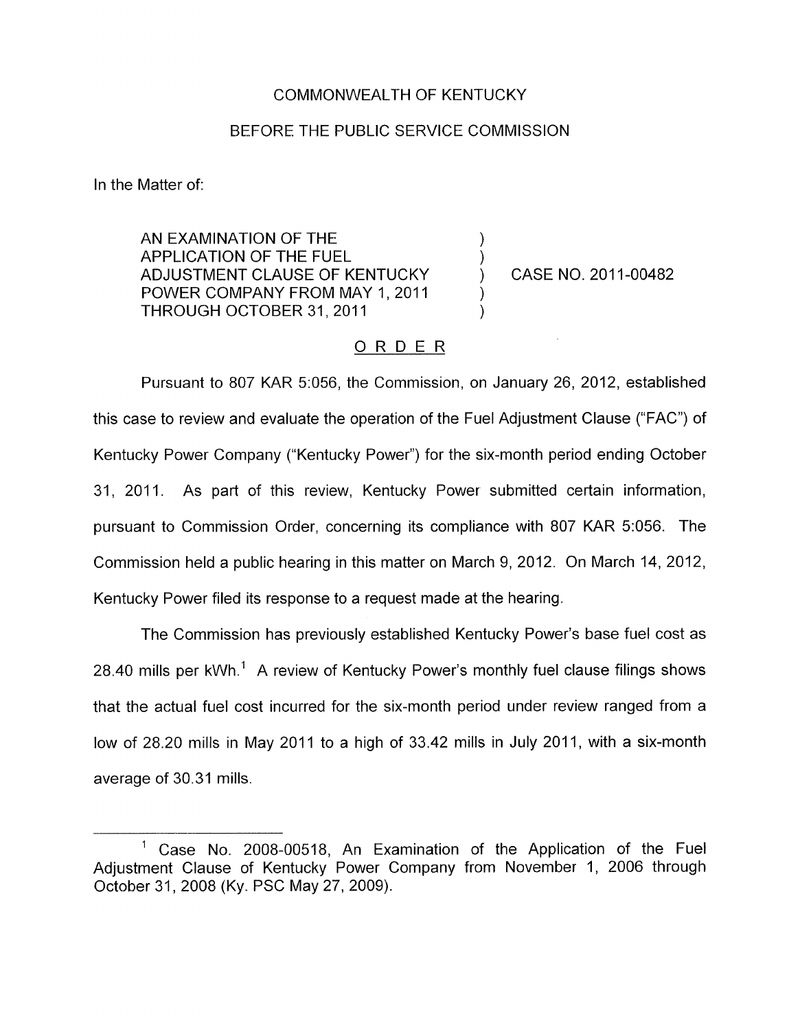COMMONWEALTH OF KENTUCKY

BEFORE THE PUBLIC SERVICE COMMISSION

In the Matter of:

| | | |
|---|---|---|
| AN EXAMINATION OF THE APPLICATION OF THE FUEL ADJUSTMENT CLAUSE OF KENTUCKY POWER COMPANY FROM MAY 1, 2011 THROUGH OCTOBER 31, 2011 | ) | CASE NO. 2011-00482 |

## ORDER

Pursuant to 807 KAR 5:056, the Commission, on January 26, 2012, established this case to review and evaluate the operation of the Fuel Adjustment Clause ("FAC") of Kentucky Power Company ("Kentucky Power") for the six-month period ending October 31, 2011. As part of this review, Kentucky Power submitted certain information, pursuant to Commission Order, concerning its compliance with 807 KAR 5:056. The Commission held a public hearing in this matter on March 9, 2012. On March 14, 2012, Kentucky Power filed its response to a request made at the hearing.

The Commission has previously established Kentucky Power's base fuel cost as 28.40 mills per kWh.[1] A review of Kentucky Power's monthly fuel clause filings shows that the actual fuel cost incurred for the six-month period under review ranged from a low of 28.20 mills in May 2011 to a high of 33.42 mills in July 2011, with a six-month average of 30.31 mills.

---

[1] Case No. 2008-00518, An Examination of the Application of the Fuel Adjustment Clause of Kentucky Power Company from November 1, 2006 through October 31, 2008 (Ky. PSC May 27, 2009).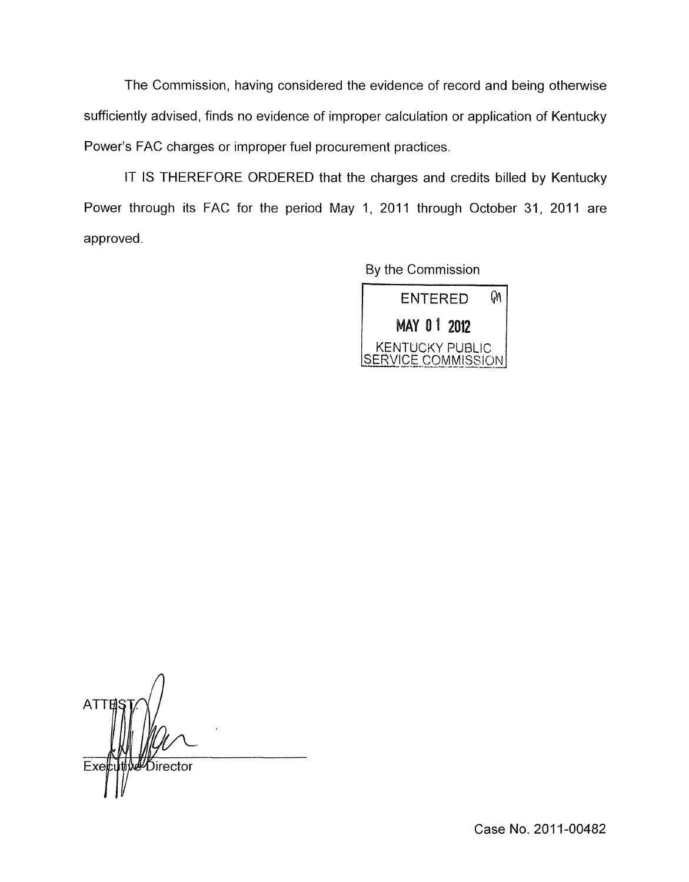The Commission, having considered the evidence of record and being otherwise sufficiently advised, finds no evidence of improper calculation or application of Kentucky Power's FAC charges or improper fuel procurement practices.

IT IS THEREFORE ORDERED that the charges and credits billed by Kentucky Power through its FAC for the period May 1, 2011 through October 31, 2011 are approved.

By the Commission

ENTERED
MAY 01 2012
KENTUCKY PUBLIC SERVICE COMMISSION

ATTEST:

Executive Director

Case No. 2011-00482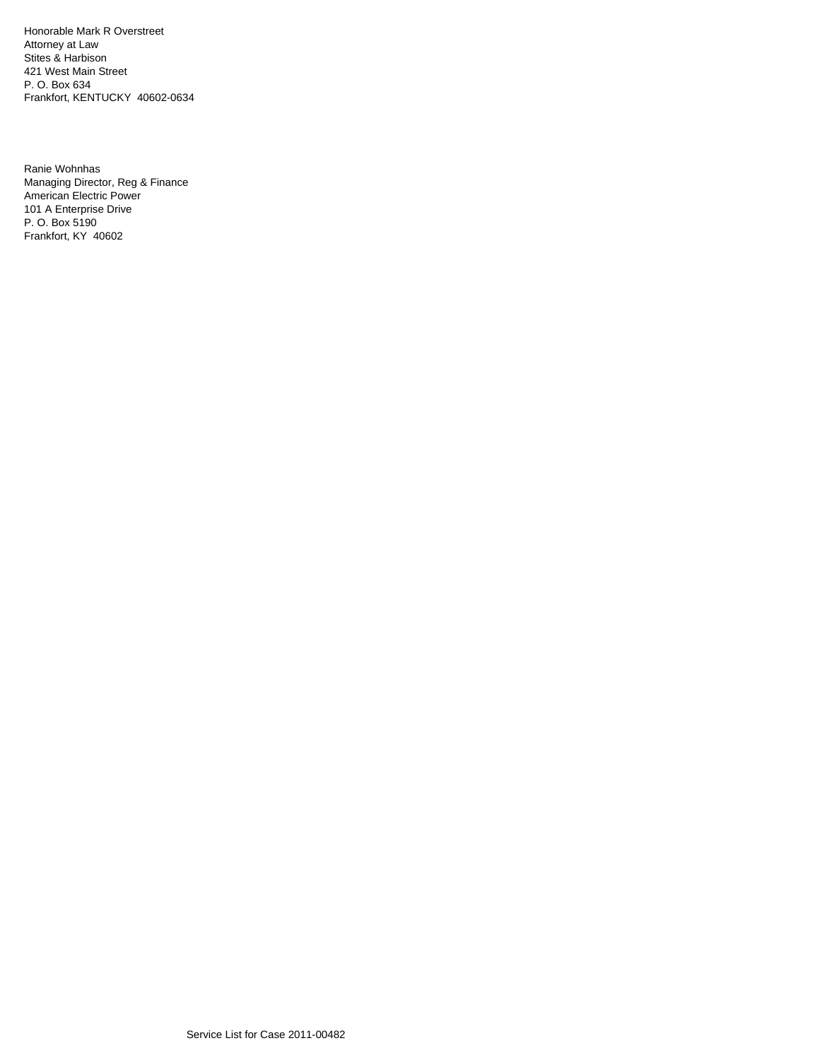Honorable Mark R Overstreet
Attorney at Law
Stites & Harbison
421 West Main Street
P. O. Box 634
Frankfort, KENTUCKY 40602-0634

Ranie Wohnhas
Managing Director, Reg & Finance
American Electric Power
101 A Enterprise Drive
P. O. Box 5190
Frankfort, KY 40602